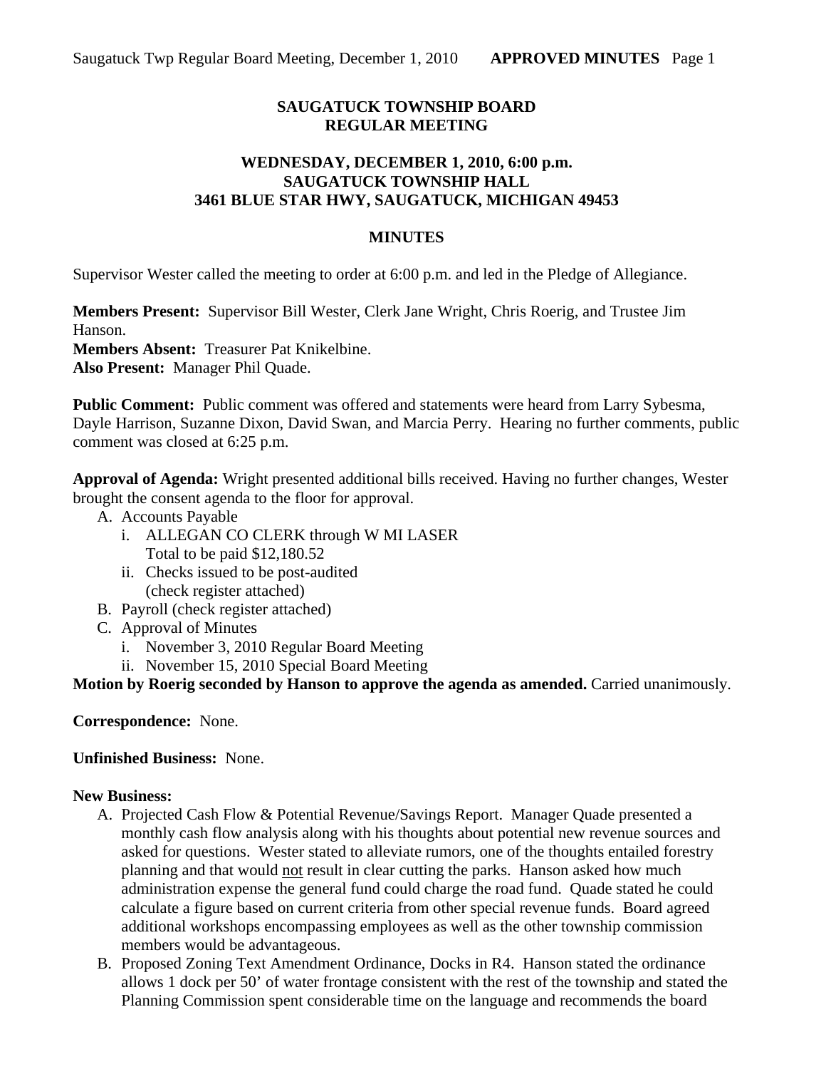# SAUGATUCK TOWNSHIP BOARD
# REGULAR MEETING

## WEDNESDAY, DECEMBER 1, 2010, 6:00 p.m.
## SAUGATUCK TOWNSHIP HALL
## 3461 BLUE STAR HWY, SAUGATUCK, MICHIGAN 49453

## MINUTES

Supervisor Wester called the meeting to order at 6:00 p.m. and led in the Pledge of Allegiance.

**Members Present:** Supervisor Bill Wester, Clerk Jane Wright, Chris Roerig, and Trustee Jim Hanson.
**Members Absent:** Treasurer Pat Knikelbine.
**Also Present:** Manager Phil Quade.

**Public Comment:** Public comment was offered and statements were heard from Larry Sybesma, Dayle Harrison, Suzanne Dixon, David Swan, and Marcia Perry. Hearing no further comments, public comment was closed at 6:25 p.m.

**Approval of Agenda:** Wright presented additional bills received. Having no further changes, Wester brought the consent agenda to the floor for approval.

A. Accounts Payable
   i. ALLEGAN CO CLERK through W MI LASER
      Total to be paid $12,180.52
   ii. Checks issued to be post-audited
      (check register attached)
B. Payroll (check register attached)
C. Approval of Minutes
   i. November 3, 2010 Regular Board Meeting
   ii. November 15, 2010 Special Board Meeting

**Motion by Roerig seconded by Hanson to approve the agenda as amended.** Carried unanimously.

**Correspondence:** None.

**Unfinished Business:** None.

**New Business:**

A. Projected Cash Flow & Potential Revenue/Savings Report. Manager Quade presented a monthly cash flow analysis along with his thoughts about potential new revenue sources and asked for questions. Wester stated to alleviate rumors, one of the thoughts entailed forestry planning and that would <u>not</u> result in clear cutting the parks. Hanson asked how much administration expense the general fund could charge the road fund. Quade stated he could calculate a figure based on current criteria from other special revenue funds. Board agreed additional workshops encompassing employees as well as the other township commission members would be advantageous.
B. Proposed Zoning Text Amendment Ordinance, Docks in R4. Hanson stated the ordinance allows 1 dock per 50' of water frontage consistent with the rest of the township and stated the Planning Commission spent considerable time on the language and recommends the board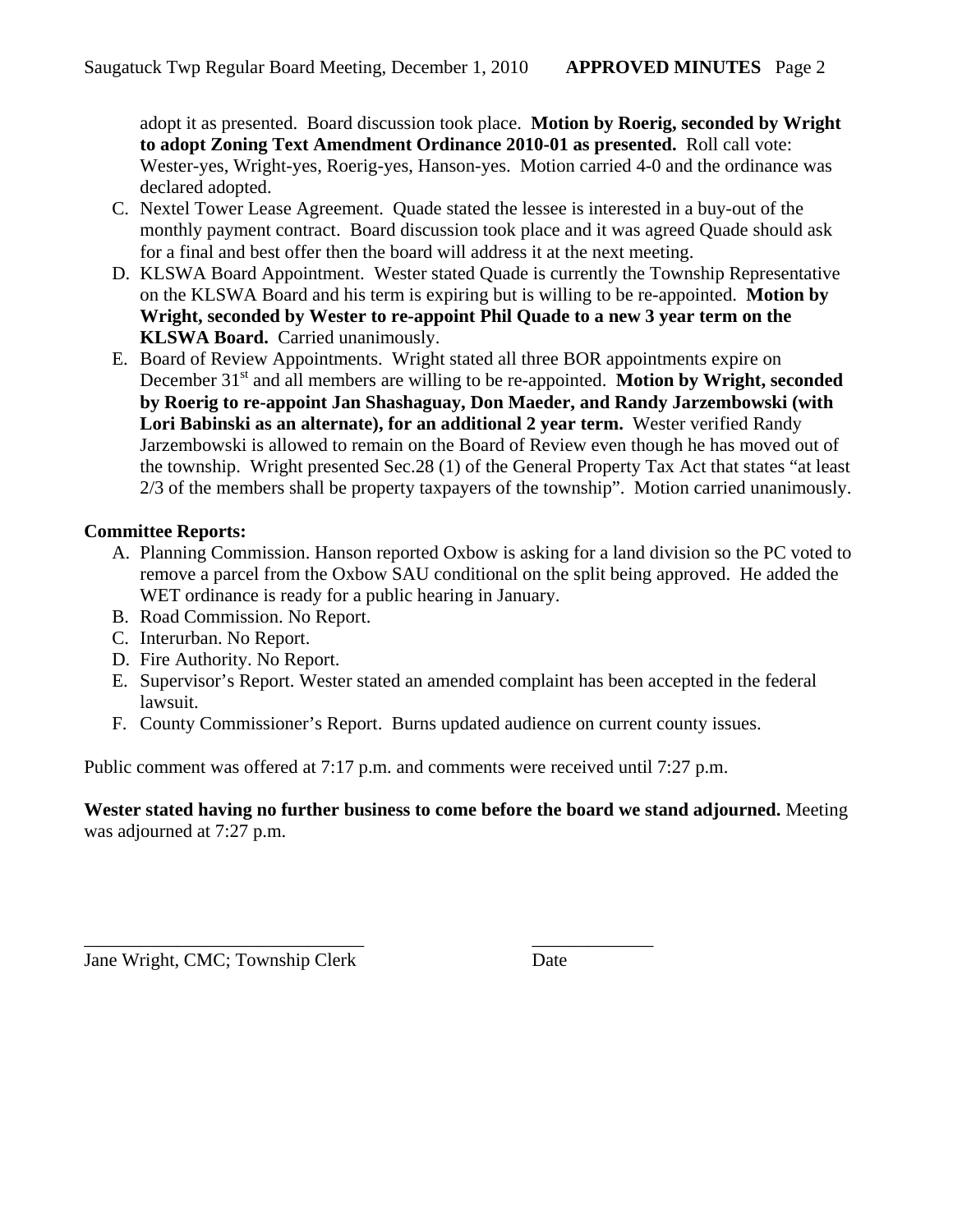adopt it as presented. Board discussion took place. **Motion by Roerig, seconded by Wright to adopt Zoning Text Amendment Ordinance 2010-01 as presented.** Roll call vote: Wester-yes, Wright-yes, Roerig-yes, Hanson-yes. Motion carried 4-0 and the ordinance was declared adopted.

C. Nextel Tower Lease Agreement. Quade stated the lessee is interested in a buy-out of the monthly payment contract. Board discussion took place and it was agreed Quade should ask for a final and best offer then the board will address it at the next meeting.
D. KLSWA Board Appointment. Wester stated Quade is currently the Township Representative on the KLSWA Board and his term is expiring but is willing to be re-appointed. **Motion by Wright, seconded by Wester to re-appoint Phil Quade to a new 3 year term on the KLSWA Board.** Carried unanimously.
E. Board of Review Appointments. Wright stated all three BOR appointments expire on December 31st and all members are willing to be re-appointed. **Motion by Wright, seconded by Roerig to re-appoint Jan Shashaguay, Don Maeder, and Randy Jarzembowski (with Lori Babinski as an alternate), for an additional 2 year term.** Wester verified Randy Jarzembowski is allowed to remain on the Board of Review even though he has moved out of the township. Wright presented Sec.28 (1) of the General Property Tax Act that states "at least 2/3 of the members shall be property taxpayers of the township". Motion carried unanimously.

**Committee Reports:**

A. Planning Commission. Hanson reported Oxbow is asking for a land division so the PC voted to remove a parcel from the Oxbow SAU conditional on the split being approved. He added the WET ordinance is ready for a public hearing in January.
B. Road Commission. No Report.
C. Interurban. No Report.
D. Fire Authority. No Report.
E. Supervisor's Report. Wester stated an amended complaint has been accepted in the federal lawsuit.
F. County Commissioner's Report. Burns updated audience on current county issues.

Public comment was offered at 7:17 p.m. and comments were received until 7:27 p.m.

**Wester stated having no further business to come before the board we stand adjourned.** Meeting was adjourned at 7:27 p.m.

______________________________ _____________
Jane Wright, CMC; Township Clerk Date